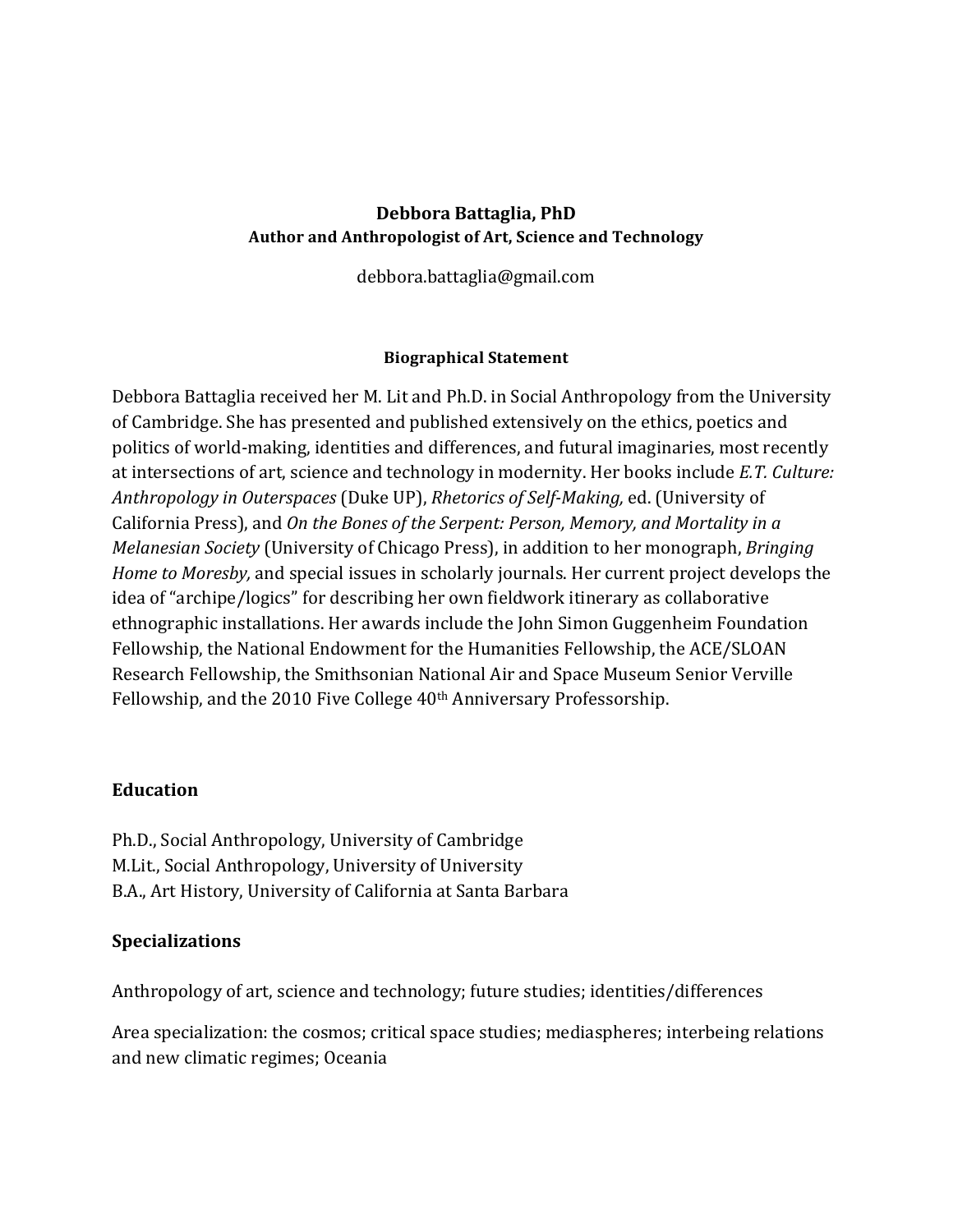**Debbora Battaglia, PhD**
**Author and Anthropologist of Art, Science and Technology**

debbora.battaglia@gmail.com

**Biographical Statement**

Debbora Battaglia received her M. Lit and Ph.D. in Social Anthropology from the University of Cambridge. She has presented and published extensively on the ethics, poetics and politics of world-making, identities and differences, and futural imaginaries, most recently at intersections of art, science and technology in modernity. Her books include *E.T. Culture: Anthropology in Outerspaces* (Duke UP), *Rhetorics of Self-Making,* ed. (University of California Press), and *On the Bones of the Serpent: Person, Memory, and Mortality in a Melanesian Society* (University of Chicago Press), in addition to her monograph, *Bringing Home to Moresby,* and special issues in scholarly journals. Her current project develops the idea of "archipe/logics" for describing her own fieldwork itinerary as collaborative ethnographic installations. Her awards include the John Simon Guggenheim Foundation Fellowship, the National Endowment for the Humanities Fellowship, the ACE/SLOAN Research Fellowship, the Smithsonian National Air and Space Museum Senior Verville Fellowship, and the 2010 Five College 40th Anniversary Professorship.

## Education

Ph.D., Social Anthropology, University of Cambridge
M.Lit., Social Anthropology, University of University
B.A., Art History, University of California at Santa Barbara

## Specializations

Anthropology of art, science and technology; future studies; identities/differences

Area specialization: the cosmos; critical space studies; mediaspheres; interbeing relations and new climatic regimes; Oceania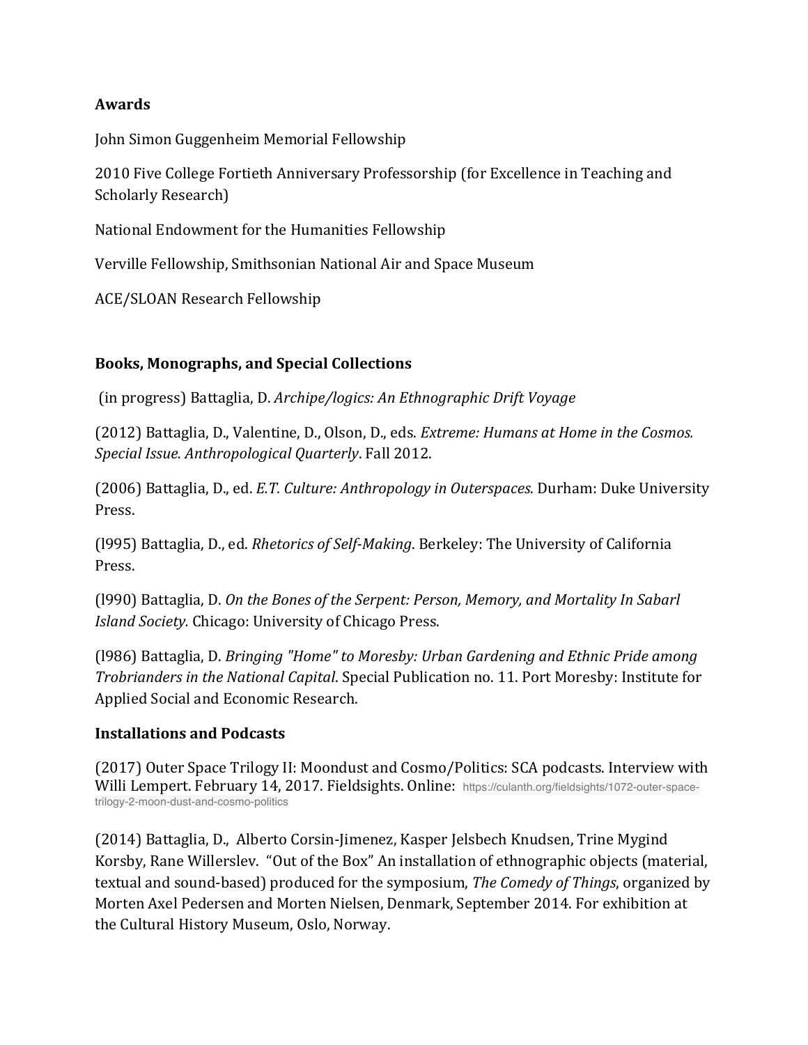**Awards**

John Simon Guggenheim Memorial Fellowship

2010 Five College Fortieth Anniversary Professorship (for Excellence in Teaching and Scholarly Research)

National Endowment for the Humanities Fellowship

Verville Fellowship, Smithsonian National Air and Space Museum

ACE/SLOAN Research Fellowship

**Books, Monographs, and Special Collections**

(in progress) Battaglia, D. *Archipe/logics: An Ethnographic Drift Voyage*

(2012) Battaglia, D., Valentine, D., Olson, D., eds. *Extreme: Humans at Home in the Cosmos. Special Issue. Anthropological Quarterly*. Fall 2012.

(2006) Battaglia, D., ed. *E.T. Culture: Anthropology in Outerspaces*. Durham: Duke University Press.

(l995) Battaglia, D., ed. *Rhetorics of Self-Making*. Berkeley: The University of California Press.

(l990) Battaglia, D. *On the Bones of the Serpent: Person, Memory, and Mortality In Sabarl Island Society.* Chicago: University of Chicago Press.

(l986) Battaglia, D. *Bringing "Home" to Moresby: Urban Gardening and Ethnic Pride among Trobrianders in the National Capital*. Special Publication no. 11. Port Moresby: Institute for Applied Social and Economic Research.

**Installations and Podcasts**

(2017) Outer Space Trilogy II: Moondust and Cosmo/Politics: SCA podcasts. Interview with Willi Lempert. February 14, 2017. Fieldsights. Online: https://culanth.org/fieldsights/1072-outer-space-trilogy-2-moon-dust-and-cosmo-politics

(2014) Battaglia, D., Alberto Corsin-Jimenez, Kasper Jelsbech Knudsen, Trine Mygind Korsby, Rane Willerslev. "Out of the Box" An installation of ethnographic objects (material, textual and sound-based) produced for the symposium, *The Comedy of Things*, organized by Morten Axel Pedersen and Morten Nielsen, Denmark, September 2014. For exhibition at the Cultural History Museum, Oslo, Norway.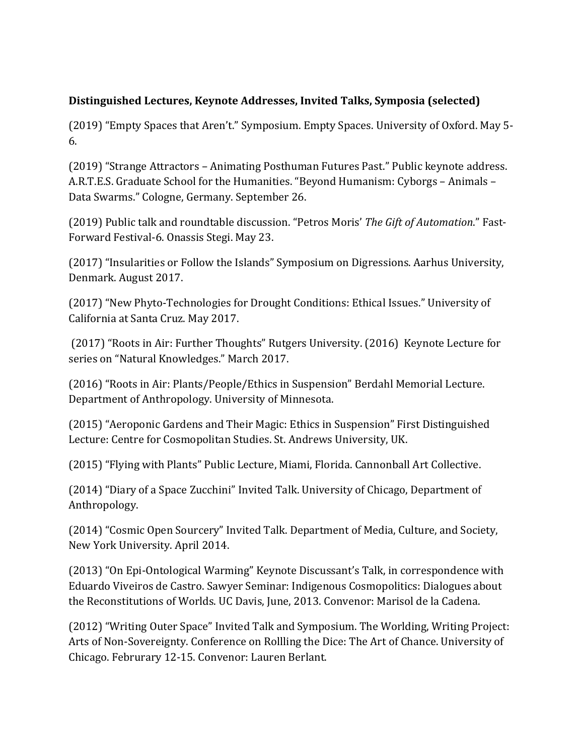**Distinguished Lectures, Keynote Addresses, Invited Talks, Symposia (selected)**

(2019) "Empty Spaces that Aren't." Symposium. Empty Spaces. University of Oxford. May 5-6.

(2019) "Strange Attractors – Animating Posthuman Futures Past." Public keynote address. A.R.T.E.S. Graduate School for the Humanities. "Beyond Humanism: Cyborgs – Animals – Data Swarms." Cologne, Germany. September 26.

(2019) Public talk and roundtable discussion. "Petros Moris' *The Gift of Automation*." Fast-Forward Festival-6. Onassis Stegi. May 23.

(2017) "Insularities or Follow the Islands" Symposium on Digressions. Aarhus University, Denmark. August 2017.

(2017) "New Phyto-Technologies for Drought Conditions: Ethical Issues." University of California at Santa Cruz. May 2017.

(2017) "Roots in Air: Further Thoughts" Rutgers University. (2016) Keynote Lecture for series on "Natural Knowledges." March 2017.

(2016) "Roots in Air: Plants/People/Ethics in Suspension" Berdahl Memorial Lecture. Department of Anthropology. University of Minnesota.

(2015) "Aeroponic Gardens and Their Magic: Ethics in Suspension" First Distinguished Lecture: Centre for Cosmopolitan Studies. St. Andrews University, UK.

(2015) "Flying with Plants" Public Lecture, Miami, Florida. Cannonball Art Collective.

(2014) "Diary of a Space Zucchini" Invited Talk. University of Chicago, Department of Anthropology.

(2014) "Cosmic Open Sourcery" Invited Talk. Department of Media, Culture, and Society, New York University. April 2014.

(2013) "On Epi-Ontological Warming" Keynote Discussant's Talk, in correspondence with Eduardo Viveiros de Castro. Sawyer Seminar: Indigenous Cosmopolitics: Dialogues about the Reconstitutions of Worlds. UC Davis, June, 2013. Convenor: Marisol de la Cadena.

(2012) "Writing Outer Space" Invited Talk and Symposium. The Worlding, Writing Project: Arts of Non-Sovereignty. Conference on Rollling the Dice: The Art of Chance. University of Chicago. Februrary 12-15. Convenor: Lauren Berlant.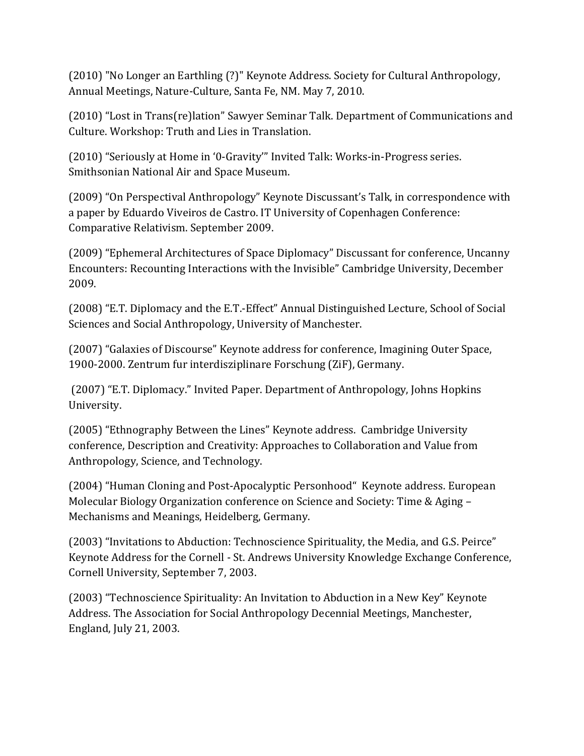(2010) "No Longer an Earthling (?)" Keynote Address. Society for Cultural Anthropology, Annual Meetings, Nature-Culture, Santa Fe, NM. May 7, 2010.

(2010) "Lost in Trans(re)lation" Sawyer Seminar Talk. Department of Communications and Culture. Workshop: Truth and Lies in Translation.

(2010) "Seriously at Home in '0-Gravity'" Invited Talk: Works-in-Progress series. Smithsonian National Air and Space Museum.

(2009) "On Perspectival Anthropology" Keynote Discussant's Talk, in correspondence with a paper by Eduardo Viveiros de Castro. IT University of Copenhagen Conference: Comparative Relativism. September 2009.

(2009) "Ephemeral Architectures of Space Diplomacy" Discussant for conference, Uncanny Encounters: Recounting Interactions with the Invisible" Cambridge University, December 2009.

(2008) "E.T. Diplomacy and the E.T.-Effect" Annual Distinguished Lecture, School of Social Sciences and Social Anthropology, University of Manchester.

(2007) "Galaxies of Discourse" Keynote address for conference, Imagining Outer Space, 1900-2000. Zentrum fur interdisziplinare Forschung (ZiF), Germany.

(2007) "E.T. Diplomacy." Invited Paper. Department of Anthropology, Johns Hopkins University.

(2005) "Ethnography Between the Lines" Keynote address. Cambridge University conference, Description and Creativity: Approaches to Collaboration and Value from Anthropology, Science, and Technology.

(2004) "Human Cloning and Post-Apocalyptic Personhood" Keynote address. European Molecular Biology Organization conference on Science and Society: Time & Aging – Mechanisms and Meanings, Heidelberg, Germany.

(2003) "Invitations to Abduction: Technoscience Spirituality, the Media, and G.S. Peirce" Keynote Address for the Cornell - St. Andrews University Knowledge Exchange Conference, Cornell University, September 7, 2003.

(2003) "Technoscience Spirituality: An Invitation to Abduction in a New Key" Keynote Address. The Association for Social Anthropology Decennial Meetings, Manchester, England, July 21, 2003.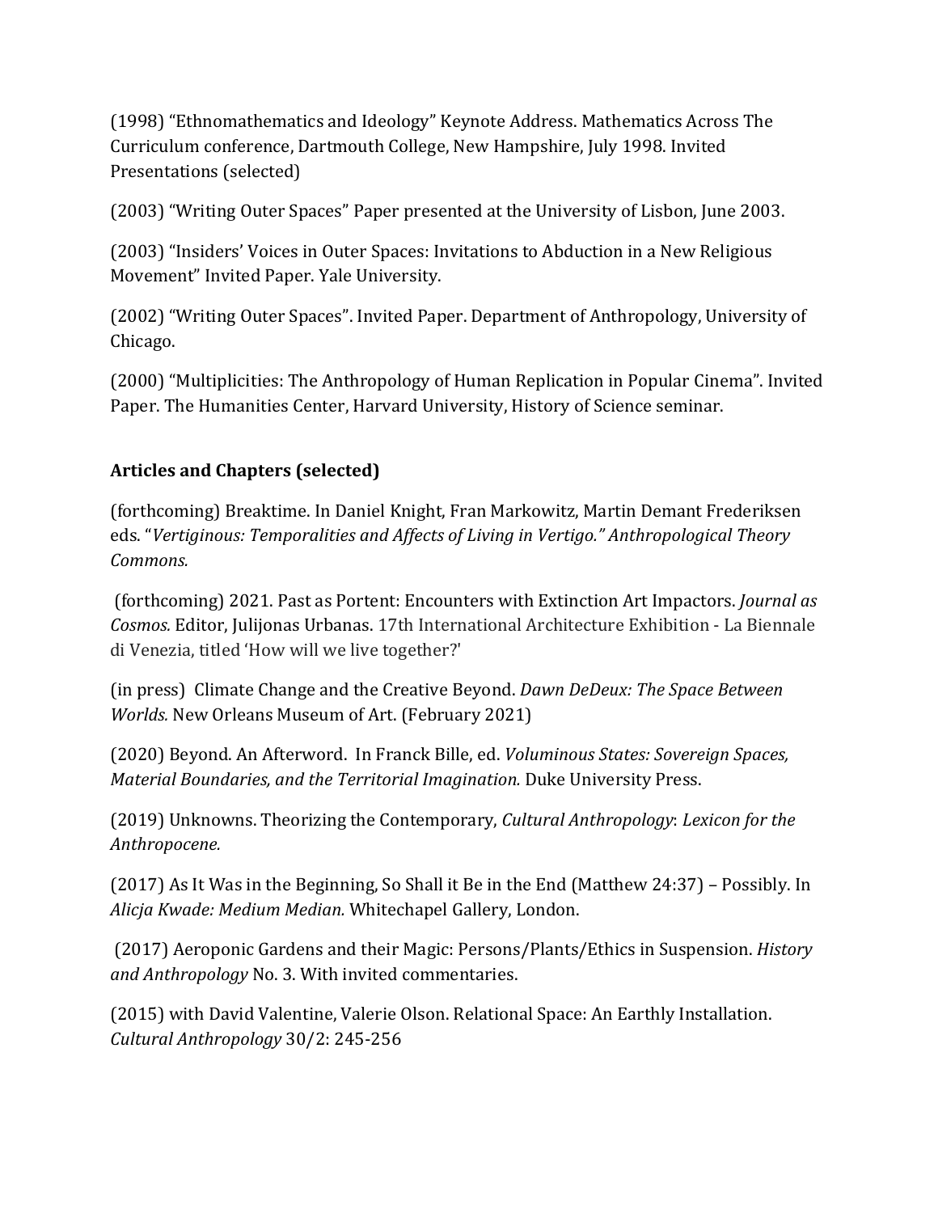(1998) “Ethnomathematics and Ideology” Keynote Address. Mathematics Across The Curriculum conference, Dartmouth College, New Hampshire, July 1998. Invited Presentations (selected)

(2003) “Writing Outer Spaces” Paper presented at the University of Lisbon, June 2003.

(2003) “Insiders’ Voices in Outer Spaces: Invitations to Abduction in a New Religious Movement” Invited Paper. Yale University.

(2002) “Writing Outer Spaces”. Invited Paper. Department of Anthropology, University of Chicago.

(2000) “Multiplicities: The Anthropology of Human Replication in Popular Cinema”. Invited Paper. The Humanities Center, Harvard University, History of Science seminar.

**Articles and Chapters (selected)**

(forthcoming) Breaktime. In Daniel Knight, Fran Markowitz, Martin Demant Frederiksen eds. “*Vertiginous: Temporalities and Affects of Living in Vertigo.” Anthropological Theory Commons.*

(forthcoming) 2021. Past as Portent: Encounters with Extinction Art Impactors. *Journal as Cosmos.* Editor, Julijonas Urbanas. 17th International Architecture Exhibition - La Biennale di Venezia, titled ‘How will we live together?'

(in press) Climate Change and the Creative Beyond. *Dawn DeDeux: The Space Between Worlds.* New Orleans Museum of Art. (February 2021)

(2020) Beyond. An Afterword. In Franck Bille, ed. *Voluminous States: Sovereign Spaces, Material Boundaries, and the Territorial Imagination.* Duke University Press.

(2019) Unknowns. Theorizing the Contemporary, *Cultural Anthropology*: *Lexicon for the Anthropocene.*

(2017) As It Was in the Beginning, So Shall it Be in the End (Matthew 24:37) – Possibly. In *Alicja Kwade: Medium Median.* Whitechapel Gallery, London.

(2017) Aeroponic Gardens and their Magic: Persons/Plants/Ethics in Suspension. *History and Anthropology* No. 3. With invited commentaries.

(2015) with David Valentine, Valerie Olson. Relational Space: An Earthly Installation. *Cultural Anthropology* 30/2: 245-256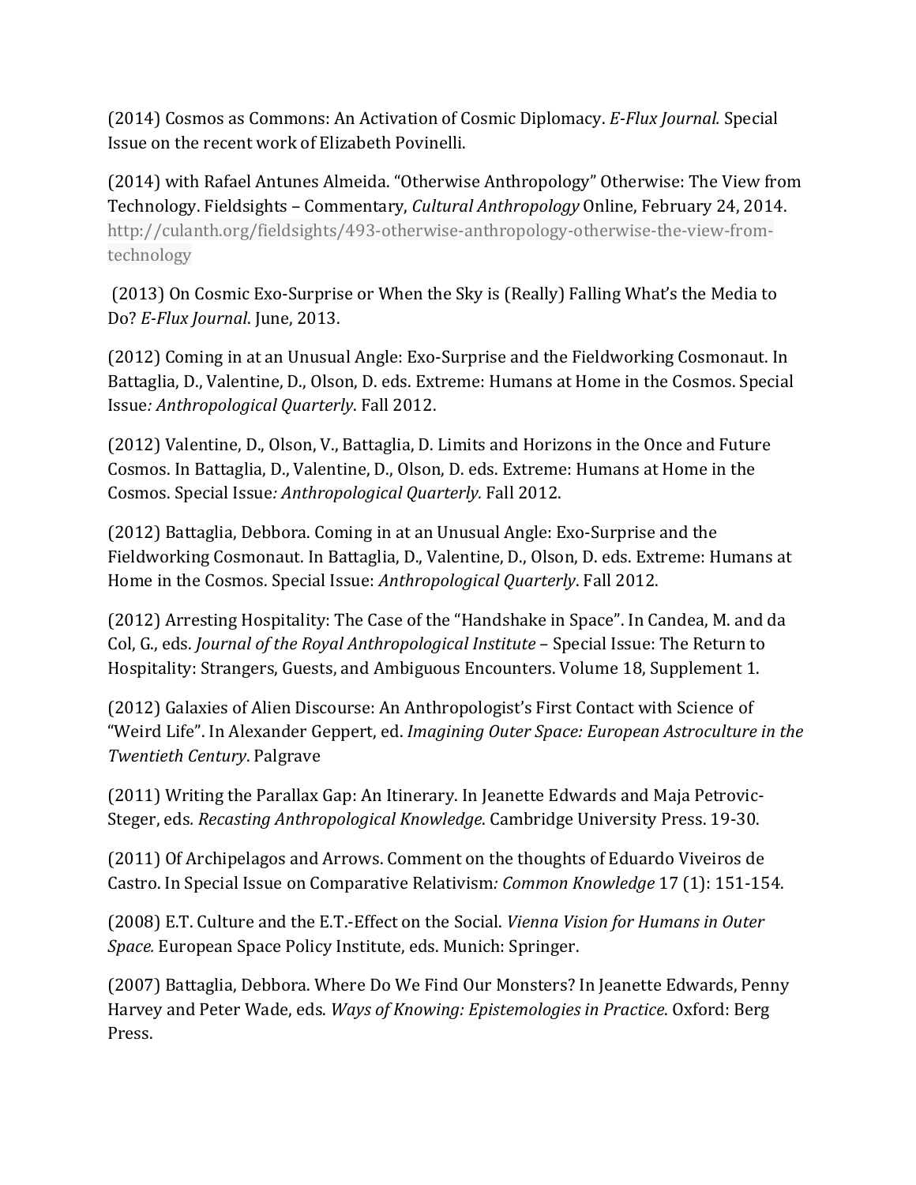(2014) Cosmos as Commons: An Activation of Cosmic Diplomacy. *E-Flux Journal.* Special Issue on the recent work of Elizabeth Povinelli.

(2014) with Rafael Antunes Almeida. "Otherwise Anthropology" Otherwise: The View from Technology. Fieldsights – Commentary, *Cultural Anthropology* Online, February 24, 2014. http://culanth.org/fieldsights/493-otherwise-anthropology-otherwise-the-view-from-technology

(2013) On Cosmic Exo-Surprise or When the Sky is (Really) Falling What's the Media to Do? *E-Flux Journal*. June, 2013.

(2012) Coming in at an Unusual Angle: Exo-Surprise and the Fieldworking Cosmonaut. In Battaglia, D., Valentine, D., Olson, D. eds. Extreme: Humans at Home in the Cosmos. Special Issue*: Anthropological Quarterly*. Fall 2012.

(2012) Valentine, D., Olson, V., Battaglia, D. Limits and Horizons in the Once and Future Cosmos. In Battaglia, D., Valentine, D., Olson, D. eds. Extreme: Humans at Home in the Cosmos. Special Issue*: Anthropological Quarterly.* Fall 2012.

(2012) Battaglia, Debbora. Coming in at an Unusual Angle: Exo-Surprise and the Fieldworking Cosmonaut. In Battaglia, D., Valentine, D., Olson, D. eds. Extreme: Humans at Home in the Cosmos. Special Issue: *Anthropological Quarterly*. Fall 2012.

(2012) Arresting Hospitality: The Case of the "Handshake in Space". In Candea, M. and da Col, G., eds. *Journal of the Royal Anthropological Institute* – Special Issue: The Return to Hospitality: Strangers, Guests, and Ambiguous Encounters. Volume 18, Supplement 1.

(2012) Galaxies of Alien Discourse: An Anthropologist's First Contact with Science of "Weird Life". In Alexander Geppert, ed. *Imagining Outer Space: European Astroculture in the Twentieth Century*. Palgrave

(2011) Writing the Parallax Gap: An Itinerary. In Jeanette Edwards and Maja Petrovic-Steger, eds*. Recasting Anthropological Knowledge*. Cambridge University Press. 19-30.

(2011) Of Archipelagos and Arrows. Comment on the thoughts of Eduardo Viveiros de Castro. In Special Issue on Comparative Relativism*: Common Knowledge* 17 (1): 151-154.

(2008) E.T. Culture and the E.T.-Effect on the Social. *Vienna Vision for Humans in Outer Space.* European Space Policy Institute, eds. Munich: Springer.

(2007) Battaglia, Debbora. Where Do We Find Our Monsters? In Jeanette Edwards, Penny Harvey and Peter Wade, eds. *Ways of Knowing: Epistemologies in Practice*. Oxford: Berg Press.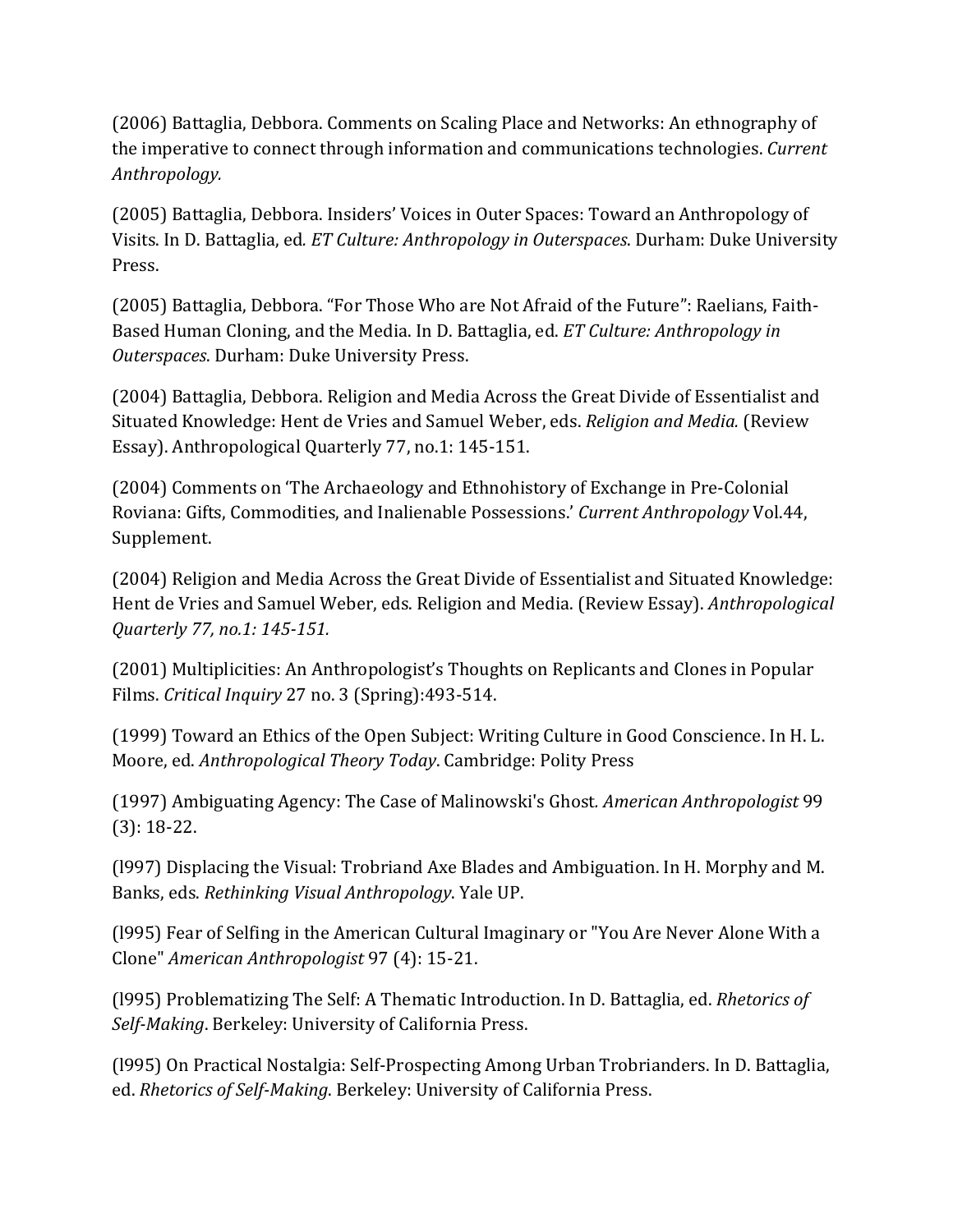(2006) Battaglia, Debbora. Comments on Scaling Place and Networks: An ethnography of the imperative to connect through information and communications technologies. *Current Anthropology.*

(2005) Battaglia, Debbora. Insiders' Voices in Outer Spaces: Toward an Anthropology of Visits. In D. Battaglia, ed. *ET Culture: Anthropology in Outerspaces*. Durham: Duke University Press.

(2005) Battaglia, Debbora. "For Those Who are Not Afraid of the Future": Raelians, Faith-Based Human Cloning, and the Media. In D. Battaglia, ed. *ET Culture: Anthropology in Outerspaces*. Durham: Duke University Press.

(2004) Battaglia, Debbora. Religion and Media Across the Great Divide of Essentialist and Situated Knowledge: Hent de Vries and Samuel Weber, eds. *Religion and Media.* (Review Essay). Anthropological Quarterly 77, no.1: 145-151.

(2004) Comments on 'The Archaeology and Ethnohistory of Exchange in Pre-Colonial Roviana: Gifts, Commodities, and Inalienable Possessions.' *Current Anthropology* Vol.44, Supplement.

(2004) Religion and Media Across the Great Divide of Essentialist and Situated Knowledge: Hent de Vries and Samuel Weber, eds. Religion and Media. (Review Essay). *Anthropological Quarterly 77, no.1: 145-151.*

(2001) Multiplicities: An Anthropologist's Thoughts on Replicants and Clones in Popular Films. *Critical Inquiry* 27 no. 3 (Spring):493-514.

(1999) Toward an Ethics of the Open Subject: Writing Culture in Good Conscience. In H. L. Moore, ed. *Anthropological Theory Today*. Cambridge: Polity Press

(1997) Ambiguating Agency: The Case of Malinowski's Ghost. *American Anthropologist* 99 (3): 18-22.

(l997) Displacing the Visual: Trobriand Axe Blades and Ambiguation. In H. Morphy and M. Banks, eds. *Rethinking Visual Anthropology*. Yale UP.

(l995) Fear of Selfing in the American Cultural Imaginary or "You Are Never Alone With a Clone" *American Anthropologist* 97 (4): 15-21.

(l995) Problematizing The Self: A Thematic Introduction. In D. Battaglia, ed. *Rhetorics of Self-Making*. Berkeley: University of California Press.

(l995) On Practical Nostalgia: Self-Prospecting Among Urban Trobrianders. In D. Battaglia, ed. *Rhetorics of Self-Making*. Berkeley: University of California Press.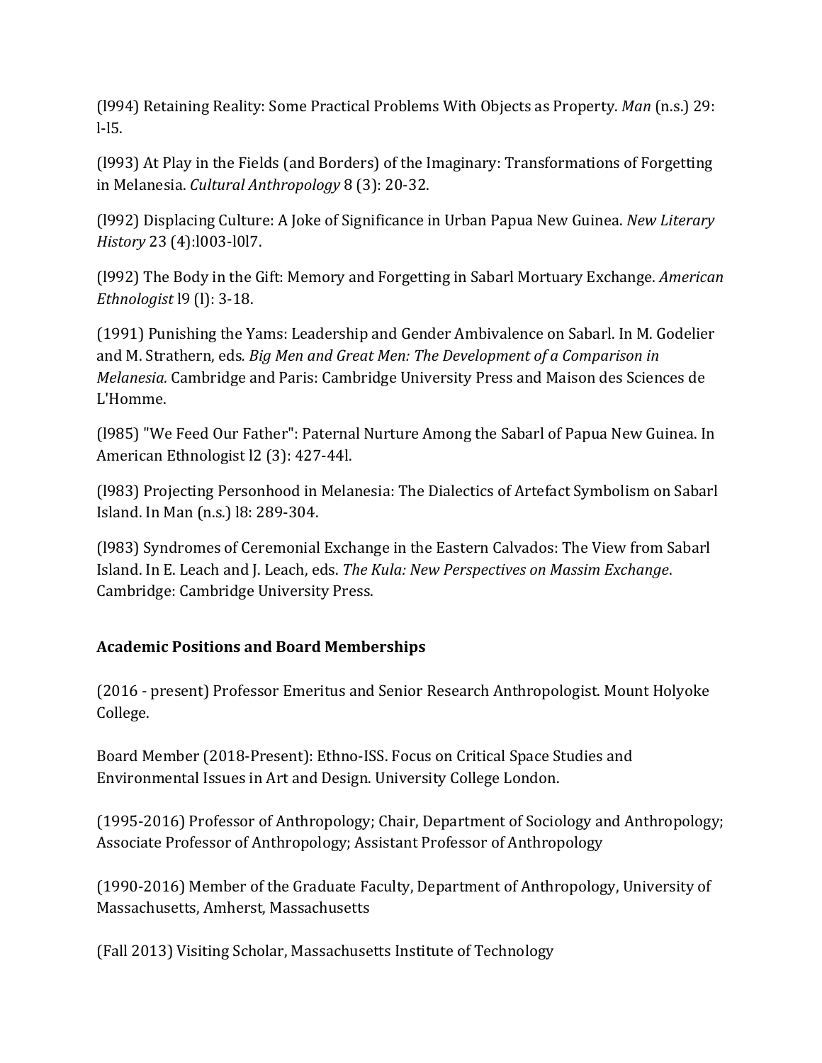(l994) Retaining Reality: Some Practical Problems With Objects as Property. *Man* (n.s.) 29: l-l5.

(l993) At Play in the Fields (and Borders) of the Imaginary: Transformations of Forgetting in Melanesia. *Cultural Anthropology* 8 (3): 20-32.

(l992) Displacing Culture: A Joke of Significance in Urban Papua New Guinea. *New Literary History* 23 (4):l003-l0l7.

(l992) The Body in the Gift: Memory and Forgetting in Sabarl Mortuary Exchange. *American Ethnologist* l9 (l): 3-18.

(1991) Punishing the Yams: Leadership and Gender Ambivalence on Sabarl. In M. Godelier and M. Strathern, eds*. Big Men and Great Men: The Development of a Comparison in Melanesia.* Cambridge and Paris: Cambridge University Press and Maison des Sciences de L'Homme.

(l985) "We Feed Our Father": Paternal Nurture Among the Sabarl of Papua New Guinea. In American Ethnologist l2 (3): 427-44l.

(l983) Projecting Personhood in Melanesia: The Dialectics of Artefact Symbolism on Sabarl Island. In Man (n.s.) l8: 289-304.

(l983) Syndromes of Ceremonial Exchange in the Eastern Calvados: The View from Sabarl Island. In E. Leach and J. Leach, eds. *The Kula: New Perspectives on Massim Exchange*. Cambridge: Cambridge University Press.

**Academic Positions and Board Memberships**

(2016 - present) Professor Emeritus and Senior Research Anthropologist. Mount Holyoke College.

Board Member (2018-Present): Ethno-ISS. Focus on Critical Space Studies and Environmental Issues in Art and Design. University College London.

(1995-2016) Professor of Anthropology; Chair, Department of Sociology and Anthropology; Associate Professor of Anthropology; Assistant Professor of Anthropology

(1990-2016) Member of the Graduate Faculty, Department of Anthropology, University of Massachusetts, Amherst, Massachusetts

(Fall 2013) Visiting Scholar, Massachusetts Institute of Technology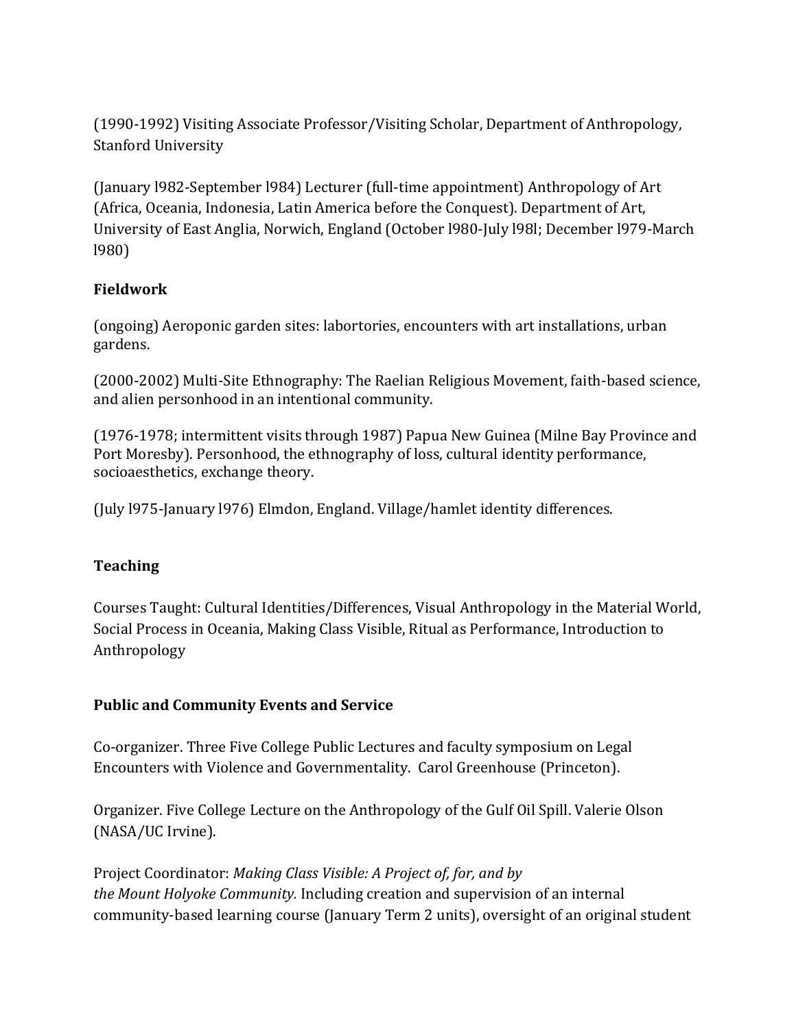(1990-1992) Visiting Associate Professor/Visiting Scholar, Department of Anthropology, Stanford University

(January l982-September l984) Lecturer (full-time appointment) Anthropology of Art (Africa, Oceania, Indonesia, Latin America before the Conquest). Department of Art, University of East Anglia, Norwich, England (October l980-July l98l; December l979-March l980)

**Fieldwork**

(ongoing) Aeroponic garden sites: labortories, encounters with art installations, urban gardens.

(2000-2002) Multi-Site Ethnography: The Raelian Religious Movement, faith-based science, and alien personhood in an intentional community.

(1976-1978; intermittent visits through 1987) Papua New Guinea (Milne Bay Province and Port Moresby). Personhood, the ethnography of loss, cultural identity performance, socioaesthetics, exchange theory.

(July l975-January l976) Elmdon, England. Village/hamlet identity differences.

**Teaching**

Courses Taught: Cultural Identities/Differences, Visual Anthropology in the Material World, Social Process in Oceania, Making Class Visible, Ritual as Performance, Introduction to Anthropology

**Public and Community Events and Service**

Co-organizer. Three Five College Public Lectures and faculty symposium on Legal Encounters with Violence and Governmentality. Carol Greenhouse (Princeton).

Organizer. Five College Lecture on the Anthropology of the Gulf Oil Spill. Valerie Olson (NASA/UC Irvine).

Project Coordinator: *Making Class Visible: A Project of, for, and by the Mount Holyoke Community.* Including creation and supervision of an internal community-based learning course (January Term 2 units), oversight of an original student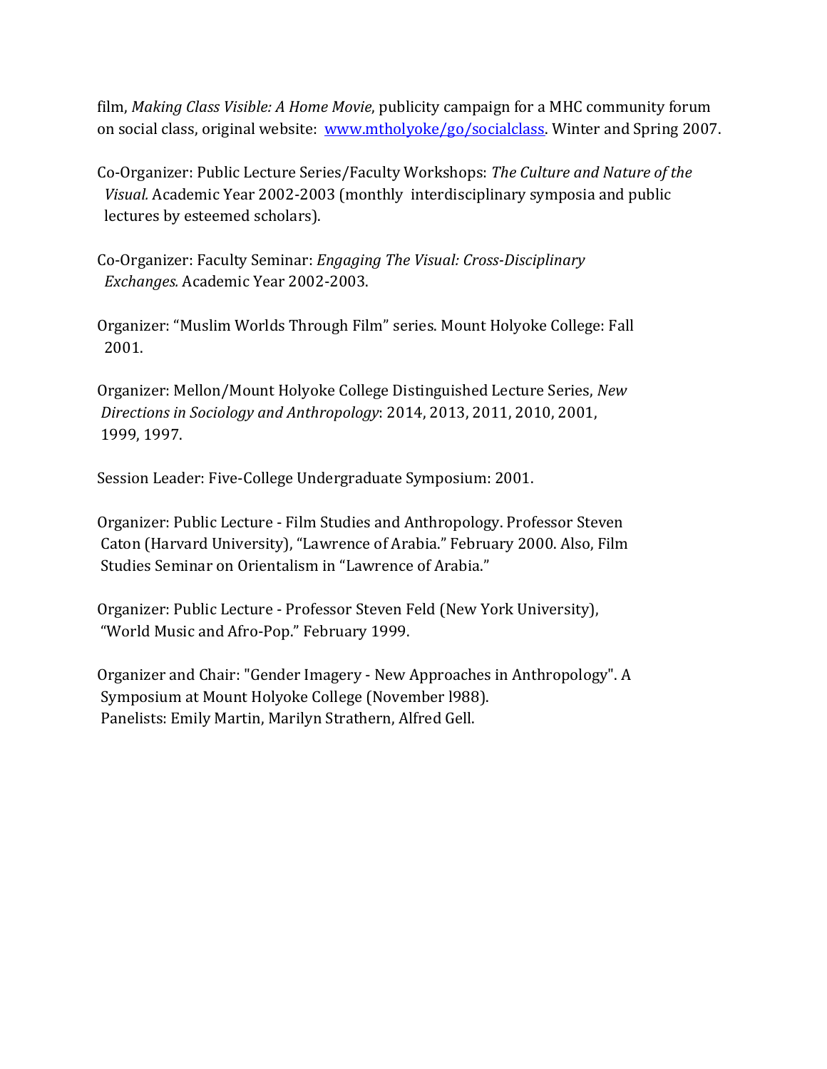film, *Making Class Visible: A Home Movie*, publicity campaign for a MHC community forum on social class, original website: [www.mtholyoke/go/socialclass](www.mtholyoke/go/socialclass). Winter and Spring 2007.

Co-Organizer: Public Lecture Series/Faculty Workshops: *The Culture and Nature of the Visual.* Academic Year 2002-2003 (monthly interdisciplinary symposia and public lectures by esteemed scholars).

Co-Organizer: Faculty Seminar: *Engaging The Visual: Cross-Disciplinary Exchanges.* Academic Year 2002-2003.

Organizer: "Muslim Worlds Through Film" series. Mount Holyoke College: Fall 2001.

Organizer: Mellon/Mount Holyoke College Distinguished Lecture Series, *New Directions in Sociology and Anthropology*: 2014, 2013, 2011, 2010, 2001, 1999, 1997.

Session Leader: Five-College Undergraduate Symposium: 2001.

Organizer: Public Lecture - Film Studies and Anthropology. Professor Steven Caton (Harvard University), "Lawrence of Arabia." February 2000. Also, Film Studies Seminar on Orientalism in "Lawrence of Arabia."

Organizer: Public Lecture - Professor Steven Feld (New York University), "World Music and Afro-Pop." February 1999.

Organizer and Chair: "Gender Imagery - New Approaches in Anthropology". A Symposium at Mount Holyoke College (November l988). Panelists: Emily Martin, Marilyn Strathern, Alfred Gell.